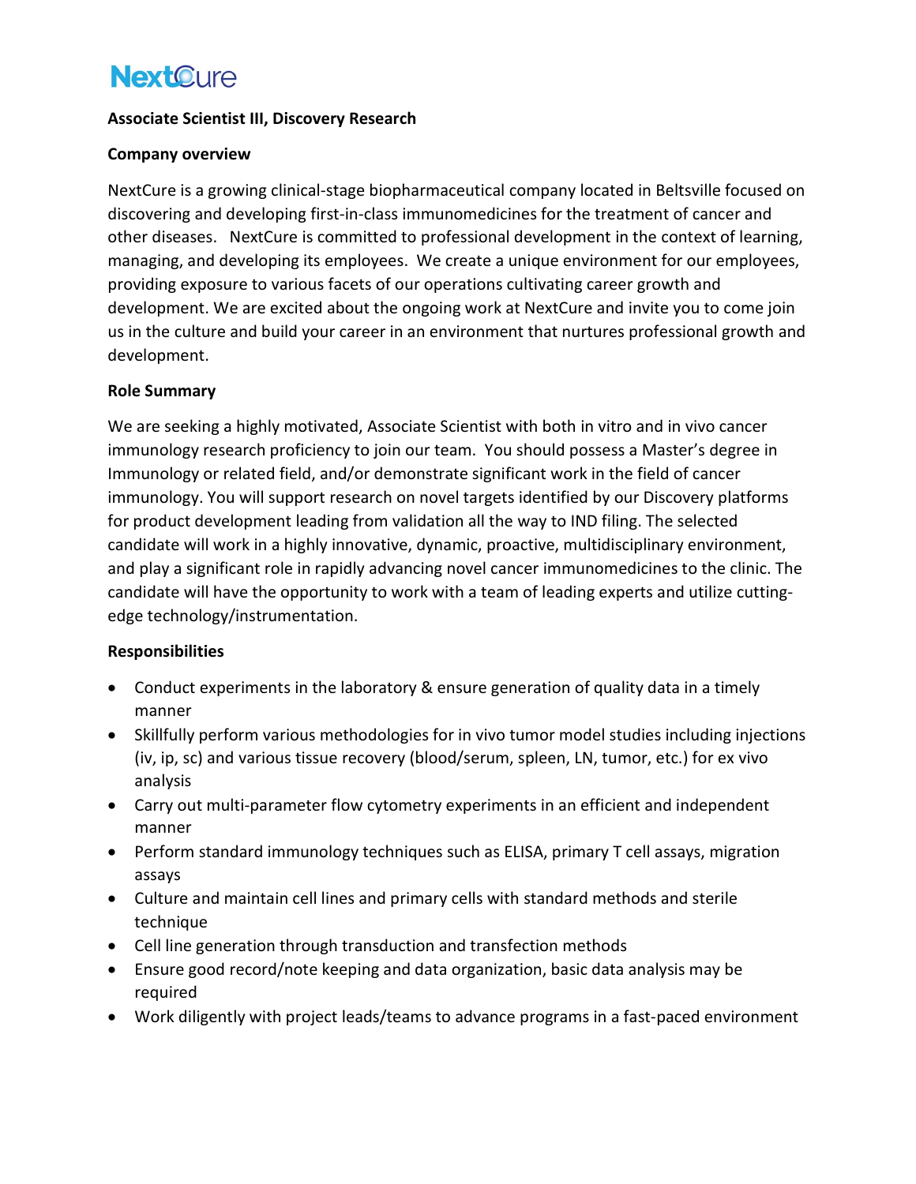NextCure

**Associate Scientist III, Discovery Research**

**Company overview**

NextCure is a growing clinical-stage biopharmaceutical company located in Beltsville focused on discovering and developing first-in-class immunomedicines for the treatment of cancer and other diseases. NextCure is committed to professional development in the context of learning, managing, and developing its employees. We create a unique environment for our employees, providing exposure to various facets of our operations cultivating career growth and development. We are excited about the ongoing work at NextCure and invite you to come join us in the culture and build your career in an environment that nurtures professional growth and development.

**Role Summary**

We are seeking a highly motivated, Associate Scientist with both in vitro and in vivo cancer immunology research proficiency to join our team. You should possess a Master's degree in Immunology or related field, and/or demonstrate significant work in the field of cancer immunology. You will support research on novel targets identified by our Discovery platforms for product development leading from validation all the way to IND filing. The selected candidate will work in a highly innovative, dynamic, proactive, multidisciplinary environment, and play a significant role in rapidly advancing novel cancer immunomedicines to the clinic. The candidate will have the opportunity to work with a team of leading experts and utilize cutting-edge technology/instrumentation.

**Responsibilities**

- Conduct experiments in the laboratory & ensure generation of quality data in a timely manner
- Skillfully perform various methodologies for in vivo tumor model studies including injections (iv, ip, sc) and various tissue recovery (blood/serum, spleen, LN, tumor, etc.) for ex vivo analysis
- Carry out multi-parameter flow cytometry experiments in an efficient and independent manner
- Perform standard immunology techniques such as ELISA, primary T cell assays, migration assays
- Culture and maintain cell lines and primary cells with standard methods and sterile technique
- Cell line generation through transduction and transfection methods
- Ensure good record/note keeping and data organization, basic data analysis may be required
- Work diligently with project leads/teams to advance programs in a fast-paced environment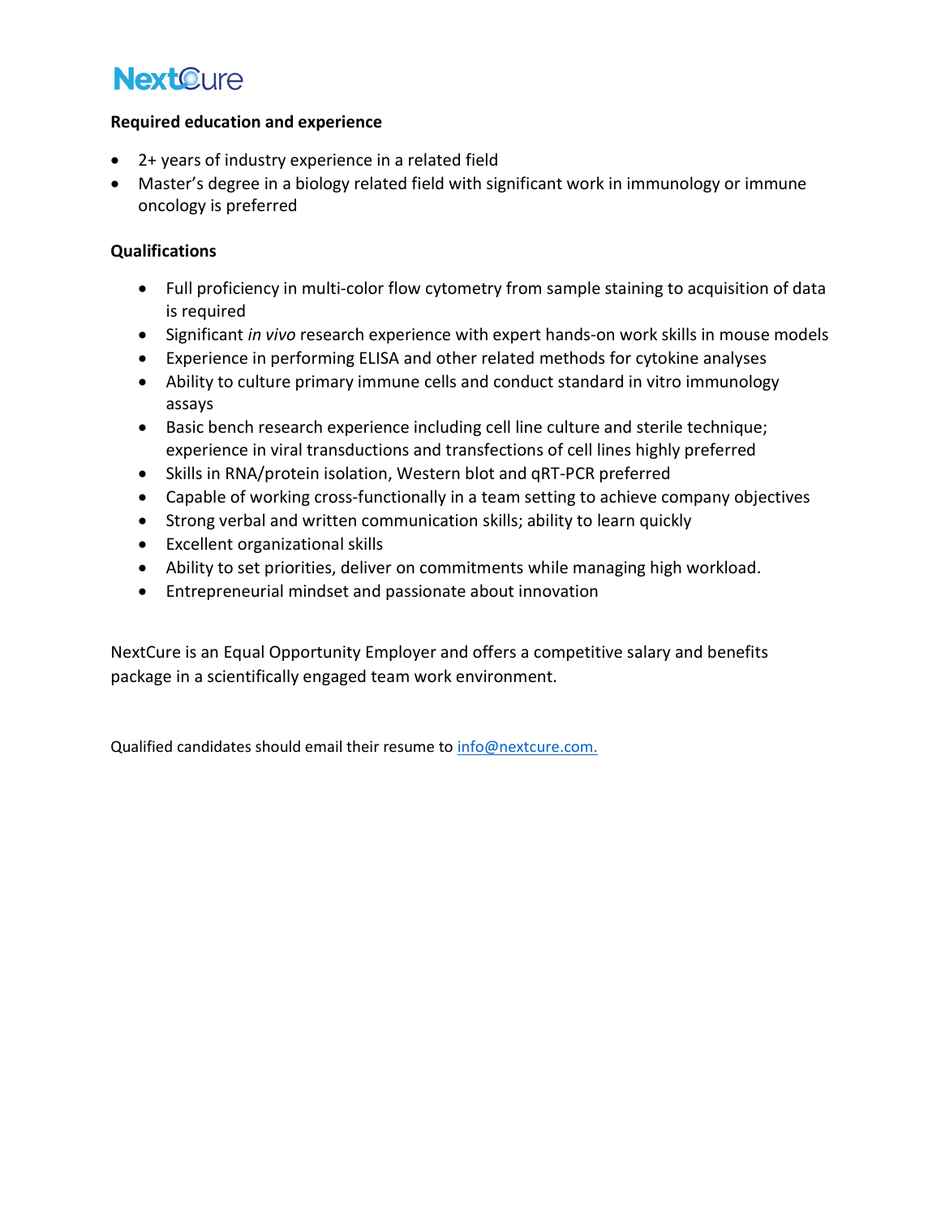**Required education and experience**

- 2+ years of industry experience in a related field
- Master's degree in a biology related field with significant work in immunology or immune oncology is preferred

**Qualifications**

- Full proficiency in multi-color flow cytometry from sample staining to acquisition of data is required
- Significant *in vivo* research experience with expert hands-on work skills in mouse models
- Experience in performing ELISA and other related methods for cytokine analyses
- Ability to culture primary immune cells and conduct standard in vitro immunology assays
- Basic bench research experience including cell line culture and sterile technique; experience in viral transductions and transfections of cell lines highly preferred
- Skills in RNA/protein isolation, Western blot and qRT-PCR preferred
- Capable of working cross-functionally in a team setting to achieve company objectives
- Strong verbal and written communication skills; ability to learn quickly
- Excellent organizational skills
- Ability to set priorities, deliver on commitments while managing high workload.
- Entrepreneurial mindset and passionate about innovation

NextCure is an Equal Opportunity Employer and offers a competitive salary and benefits package in a scientifically engaged team work environment.

Qualified candidates should email their resume to info@nextcure.com.